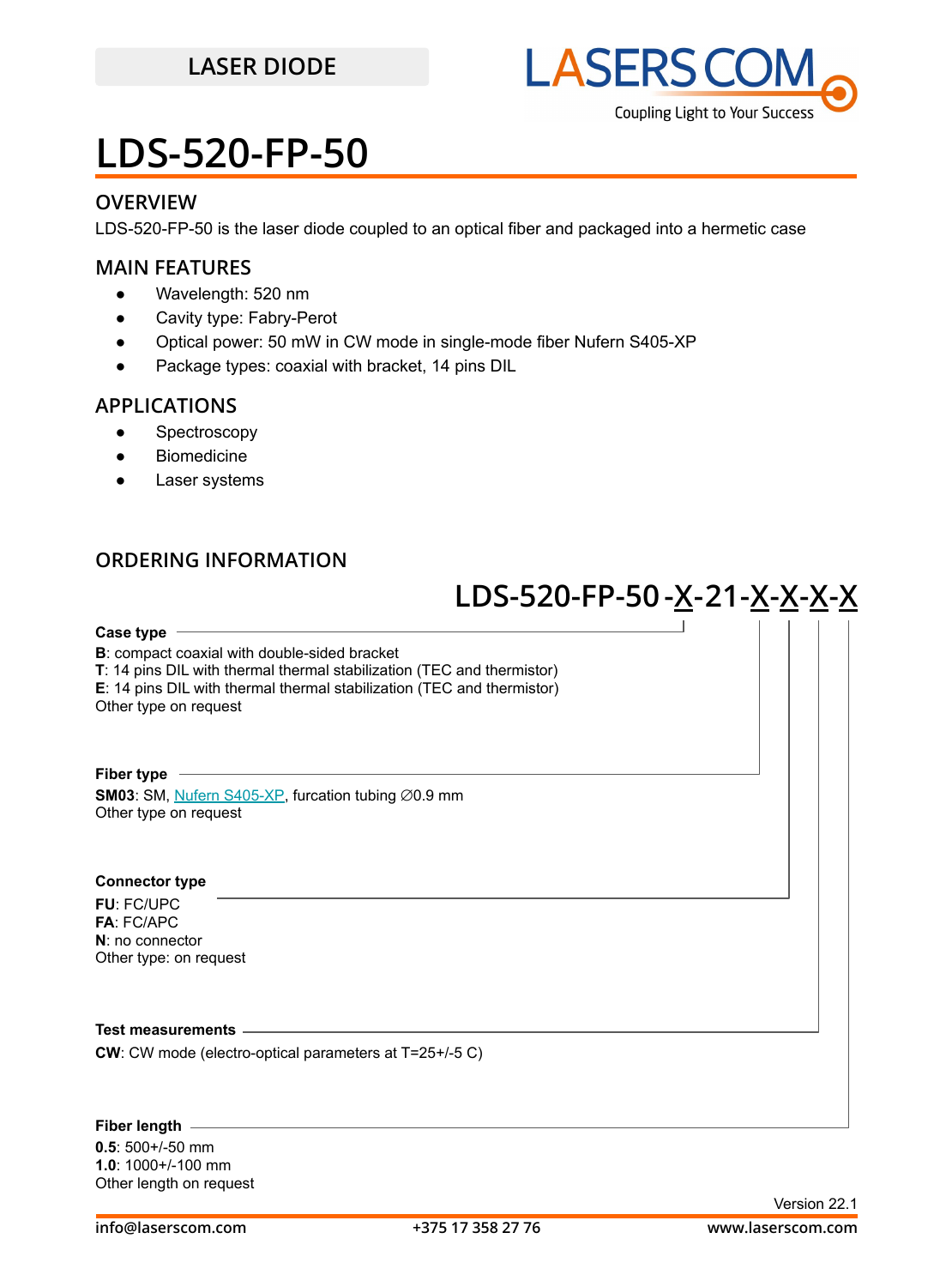LASER DIODE

LASERSCOM
Coupling Light to Your Success

# LDS-520-FP-50

## OVERVIEW

LDS-520-FP-50 is the laser diode coupled to an optical fiber and packaged into a hermetic case

## MAIN FEATURES

- Wavelength: 520 nm
- Cavity type: Fabry-Perot
- Optical power: 50 mW in CW mode in single-mode fiber Nufern S405-XP
- Package types: coaxial with bracket, 14 pins DIL

## APPLICATIONS

- Spectroscopy
- Biomedicine
- Laser systems

## ORDERING INFORMATION

**LDS-520-FP-50 -X-21-X-X-X-X**

**Case type**

**B**: compact coaxial with double-sided bracket
**T**: 14 pins DIL with thermal thermal stabilization (TEC and thermistor)
**E**: 14 pins DIL with thermal thermal stabilization (TEC and thermistor)
Other type on request

**Fiber type**

**SM03**: SM, Nufern S405-XP, furcation tubing ∅0.9 mm
Other type on request

**Connector type**

**FU**: FC/UPC
**FA**: FC/APC
**N**: no connector
Other type: on request

**Test measurements**

**CW**: CW mode (electro-optical parameters at T=25+/-5 C)

**Fiber length**

**0.5**: 500+/-50 mm
**1.0**: 1000+/-100 mm
Other length on request

Version 22.1

info@laserscom.com +375 17 358 27 76 www.laserscom.com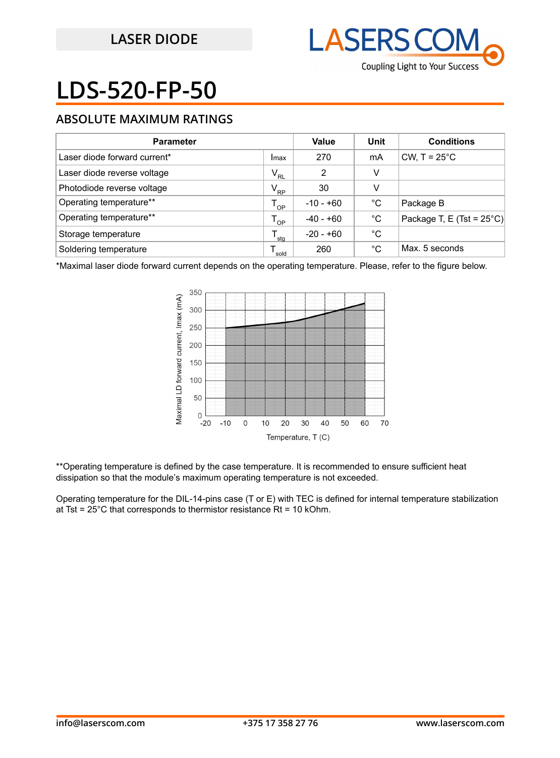# LDS-520-FP-50

## ABSOLUTE MAXIMUM RATINGS

| Parameter | | Value | Unit | Conditions |
|---|---|---|---|---|
| Laser diode forward current* | Imax | 270 | mA | CW, T = 25°C |
| Laser diode reverse voltage | $V_{RL}$ | 2 | V | |
| Photodiode reverse voltage | $V_{RP}$ | 30 | V | |
| Operating temperature** | $T_{OP}$ | -10 - +60 | °C | Package B |
| Operating temperature** | $T_{OP}$ | -40 - +60 | °C | Package T, E (Tst = 25°C) |
| Storage temperature | $T_{stg}$ | -20 - +60 | °C | |
| Soldering temperature | $T_{sold}$ | 260 | °C | Max. 5 seconds |

*Maximal laser diode forward current depends on the operating temperature. Please, refer to the figure below.

**Operating temperature is defined by the case temperature. It is recommended to ensure sufficient heat dissipation so that the module's maximum operating temperature is not exceeded.

Operating temperature for the DIL-14-pins case (T or E) with TEC is defined for internal temperature stabilization at Tst = 25°C that corresponds to thermistor resistance Rt = 10 kOhm.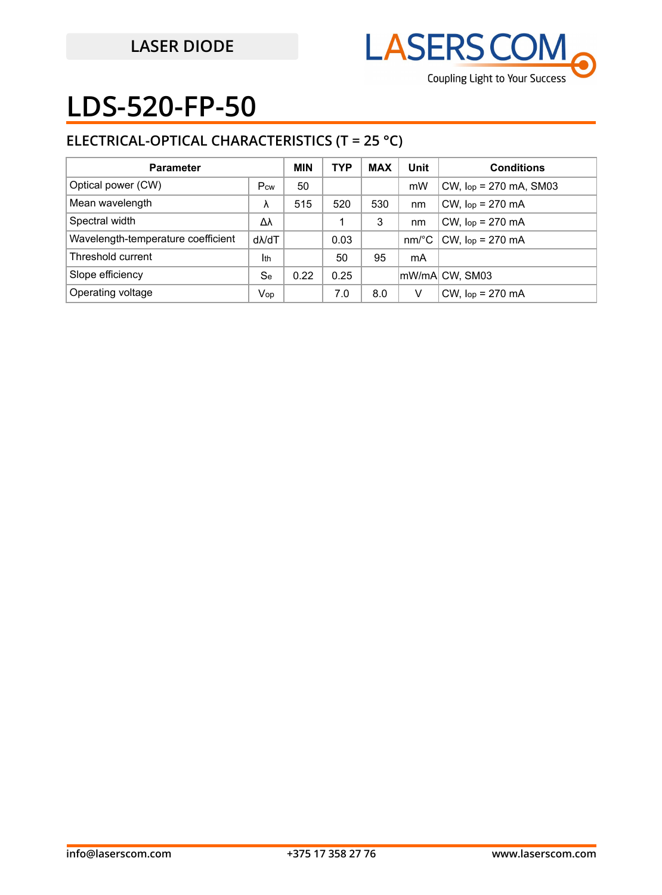LASER DIODE

# LDS-520-FP-50

## ELECTRICAL-OPTICAL CHARACTERISTICS (T = 25 °C)

| Parameter | | MIN | TYP | MAX | Unit | Conditions |
|---|---|---|---|---|---|---|
| Optical power (CW) | $P_{cw}$ | 50 | | | mW | CW, $I_{op}$ = 270 mA, SM03 |
| Mean wavelength | $\lambda$ | 515 | 520 | 530 | nm | CW, $I_{op}$ = 270 mA |
| Spectral width | $\Delta\lambda$ | | 1 | 3 | nm | CW, $I_{op}$ = 270 mA |
| Wavelength-temperature coefficient | $d\lambda/dT$ | | 0.03 | | nm/°C | CW, $I_{op}$ = 270 mA |
| Threshold current | $I_{th}$ | | 50 | 95 | mA | |
| Slope efficiency | $S_e$ | 0.22 | 0.25 | | mW/mA | CW, SM03 |
| Operating voltage | $V_{op}$ | | 7.0 | 8.0 | V | CW, $I_{op}$ = 270 mA |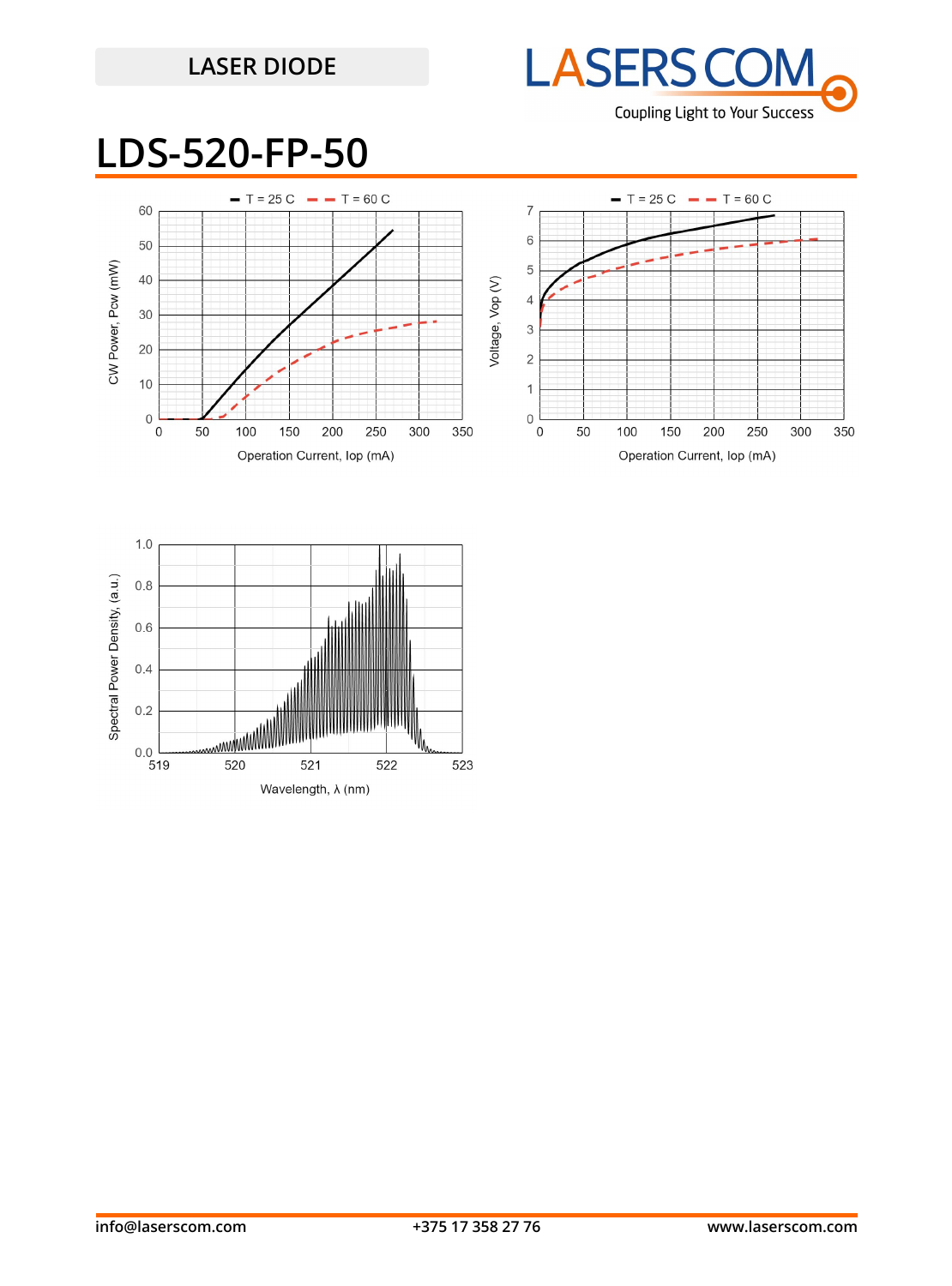LASER DIODE

# LDS-520-FP-50

T = 25 C — T = 60 C

CW Power, Pcw (mW)

Operation Current, Iop (mA)

T = 25 C — T = 60 C

Voltage, Vop (V)

Operation Current, Iop (mA)

Spectral Power Density, (a.u.)

Wavelength, λ (nm)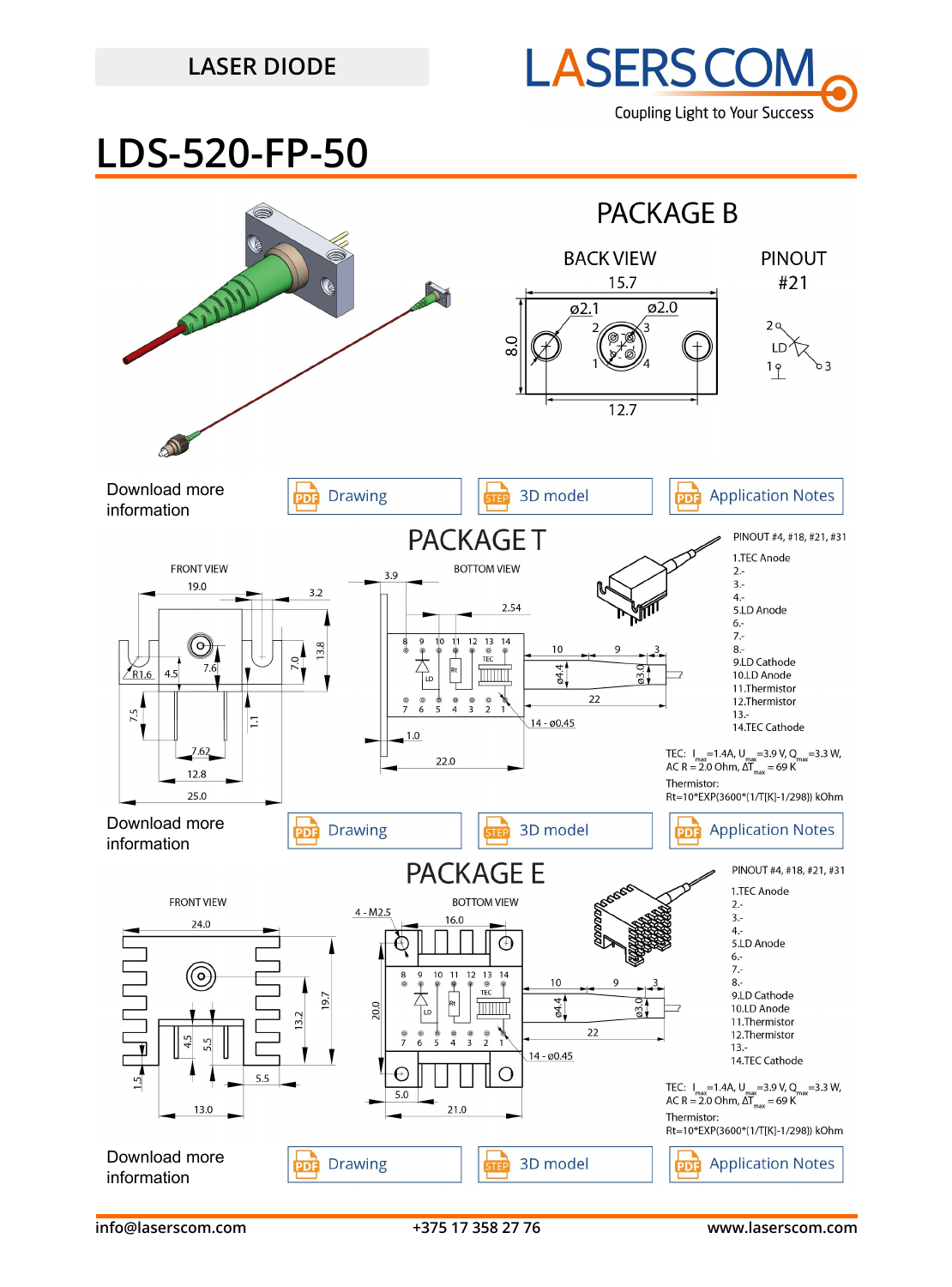LASER DIODE

# LDS-520-FP-50

## PACKAGE B

BACK VIEW

PINOUT #21

Download more information

Drawing | 3D model | Application Notes

## PACKAGE T

PINOUT #4, #18, #21, #31

1. TEC Anode
2. -
3. -
4. -
5. LD Anode
6. -
7. -
8. -
9. LD Cathode
10. LD Anode
11. Thermistor
12. Thermistor
13. -
14. TEC Cathode

TEC: $I_{max}$=1.4A, $U_{max}$=3.9 V, $Q_{max}$=3.3 W, AC R = 2.0 Ohm, $\Delta T_{max}$ = 69 K

Thermistor: Rt=10*EXP(3600*(1/T[K]-1/298)) kOhm

Download more information

Drawing | 3D model | Application Notes

## PACKAGE E

PINOUT #4, #18, #21, #31

1. TEC Anode
2. -
3. -
4. -
5. LD Anode
6. -
7. -
8. -
9. LD Cathode
10. LD Anode
11. Thermistor
12. Thermistor
13. -
14. TEC Cathode

TEC: $I_{max}$=1.4A, $U_{max}$=3.9 V, $Q_{max}$=3.3 W, AC R = 2.0 Ohm, $\Delta T_{max}$ = 69 K

Thermistor: Rt=10*EXP(3600*(1/T[K]-1/298)) kOhm

Download more information

Drawing | 3D model | Application Notes

info@laserscom.com | +375 17 358 27 76 | www.laserscom.com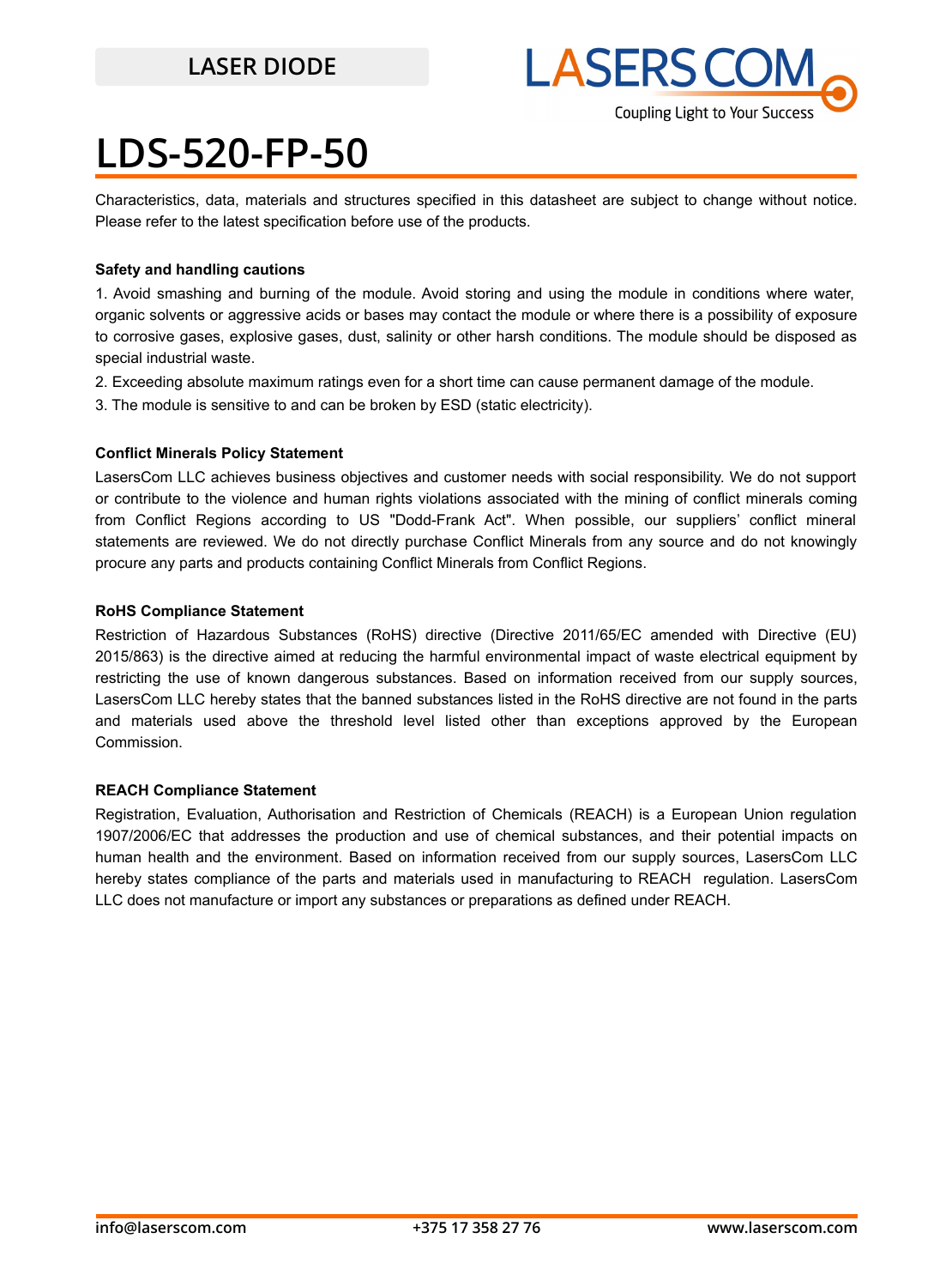LASER DIODE

# LDS-520-FP-50

Characteristics, data, materials and structures specified in this datasheet are subject to change without notice. Please refer to the latest specification before use of the products.

**Safety and handling cautions**

1. Avoid smashing and burning of the module. Avoid storing and using the module in conditions where water, organic solvents or aggressive acids or bases may contact the module or where there is a possibility of exposure to corrosive gases, explosive gases, dust, salinity or other harsh conditions. The module should be disposed as special industrial waste.
2. Exceeding absolute maximum ratings even for a short time can cause permanent damage of the module.
3. The module is sensitive to and can be broken by ESD (static electricity).

**Conflict Minerals Policy Statement**

LasersCom LLC achieves business objectives and customer needs with social responsibility. We do not support or contribute to the violence and human rights violations associated with the mining of conflict minerals coming from Conflict Regions according to US "Dodd-Frank Act". When possible, our suppliers' conflict mineral statements are reviewed. We do not directly purchase Conflict Minerals from any source and do not knowingly procure any parts and products containing Conflict Minerals from Conflict Regions.

**RoHS Compliance Statement**

Restriction of Hazardous Substances (RoHS) directive (Directive 2011/65/EC amended with Directive (EU) 2015/863) is the directive aimed at reducing the harmful environmental impact of waste electrical equipment by restricting the use of known dangerous substances. Based on information received from our supply sources, LasersCom LLC hereby states that the banned substances listed in the RoHS directive are not found in the parts and materials used above the threshold level listed other than exceptions approved by the European Commission.

**REACH Compliance Statement**

Registration, Evaluation, Authorisation and Restriction of Chemicals (REACH) is a European Union regulation 1907/2006/EC that addresses the production and use of chemical substances, and their potential impacts on human health and the environment. Based on information received from our supply sources, LasersCom LLC hereby states compliance of the parts and materials used in manufacturing to REACH regulation. LasersCom LLC does not manufacture or import any substances or preparations as defined under REACH.